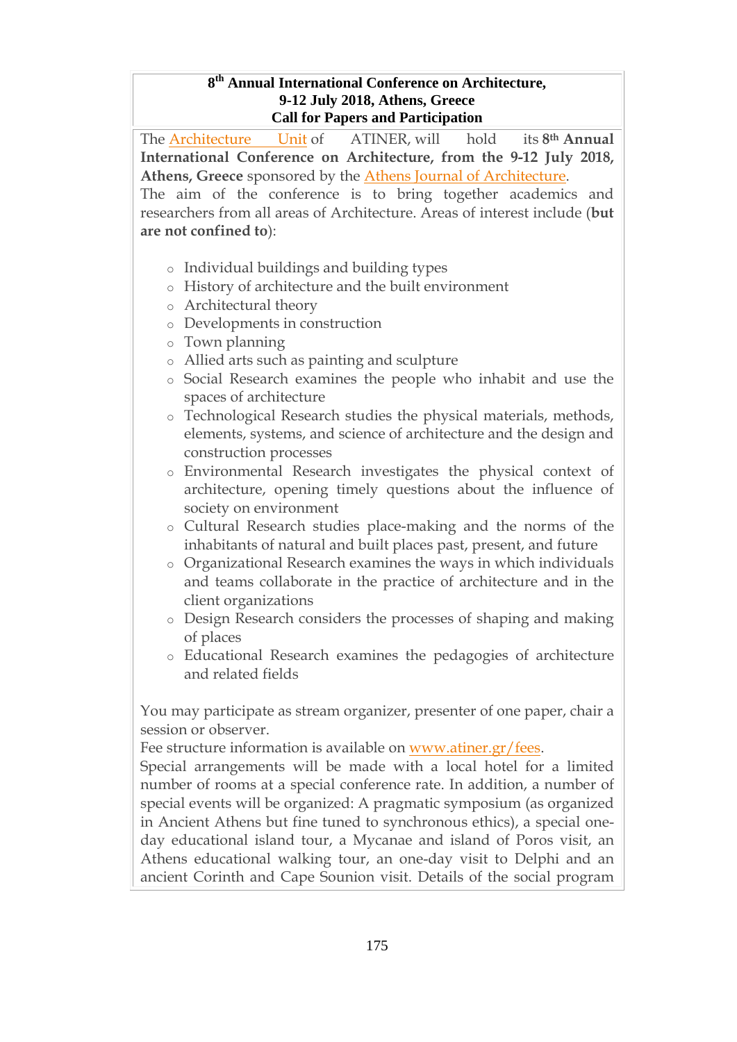**8th Annual International Conference on Architecture, 9-12 July 2018, Athens, Greece**
**Call for Papers and Participation**

The Architecture Unit of ATINER, will hold its **8th Annual International Conference on Architecture, from the 9-12 July 2018, Athens, Greece** sponsored by the Athens Journal of Architecture.
The aim of the conference is to bring together academics and researchers from all areas of Architecture. Areas of interest include (**but are not confined to**):

- Individual buildings and building types
- History of architecture and the built environment
- Architectural theory
- Developments in construction
- Town planning
- Allied arts such as painting and sculpture
- Social Research examines the people who inhabit and use the spaces of architecture
- Technological Research studies the physical materials, methods, elements, systems, and science of architecture and the design and construction processes
- Environmental Research investigates the physical context of architecture, opening timely questions about the influence of society on environment
- Cultural Research studies place-making and the norms of the inhabitants of natural and built places past, present, and future
- Organizational Research examines the ways in which individuals and teams collaborate in the practice of architecture and in the client organizations
- Design Research considers the processes of shaping and making of places
- Educational Research examines the pedagogies of architecture and related fields

You may participate as stream organizer, presenter of one paper, chair a session or observer.
Fee structure information is available on www.atiner.gr/fees.
Special arrangements will be made with a local hotel for a limited number of rooms at a special conference rate. In addition, a number of special events will be organized: A pragmatic symposium (as organized in Ancient Athens but fine tuned to synchronous ethics), a special one-day educational island tour, a Mycanae and island of Poros visit, an Athens educational walking tour, an one-day visit to Delphi and an ancient Corinth and Cape Sounion visit. Details of the social program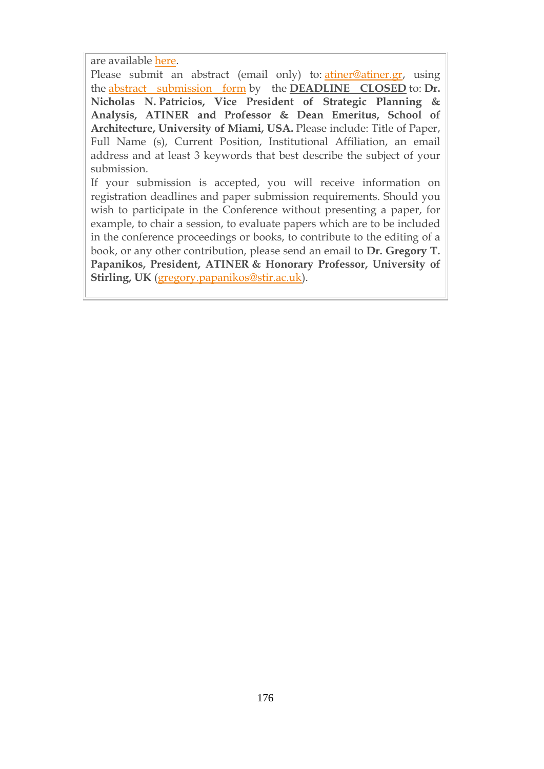are available here.

Please submit an abstract (email only) to: atiner@atiner.gr, using the abstract submission form by the **DEADLINE CLOSED** to: **Dr. Nicholas N. Patricios, Vice President of Strategic Planning & Analysis, ATINER and Professor & Dean Emeritus, School of Architecture, University of Miami, USA.** Please include: Title of Paper, Full Name (s), Current Position, Institutional Affiliation, an email address and at least 3 keywords that best describe the subject of your submission.

If your submission is accepted, you will receive information on registration deadlines and paper submission requirements. Should you wish to participate in the Conference without presenting a paper, for example, to chair a session, to evaluate papers which are to be included in the conference proceedings or books, to contribute to the editing of a book, or any other contribution, please send an email to **Dr. Gregory T. Papanikos, President, ATINER & Honorary Professor, University of Stirling, UK** (gregory.papanikos@stir.ac.uk).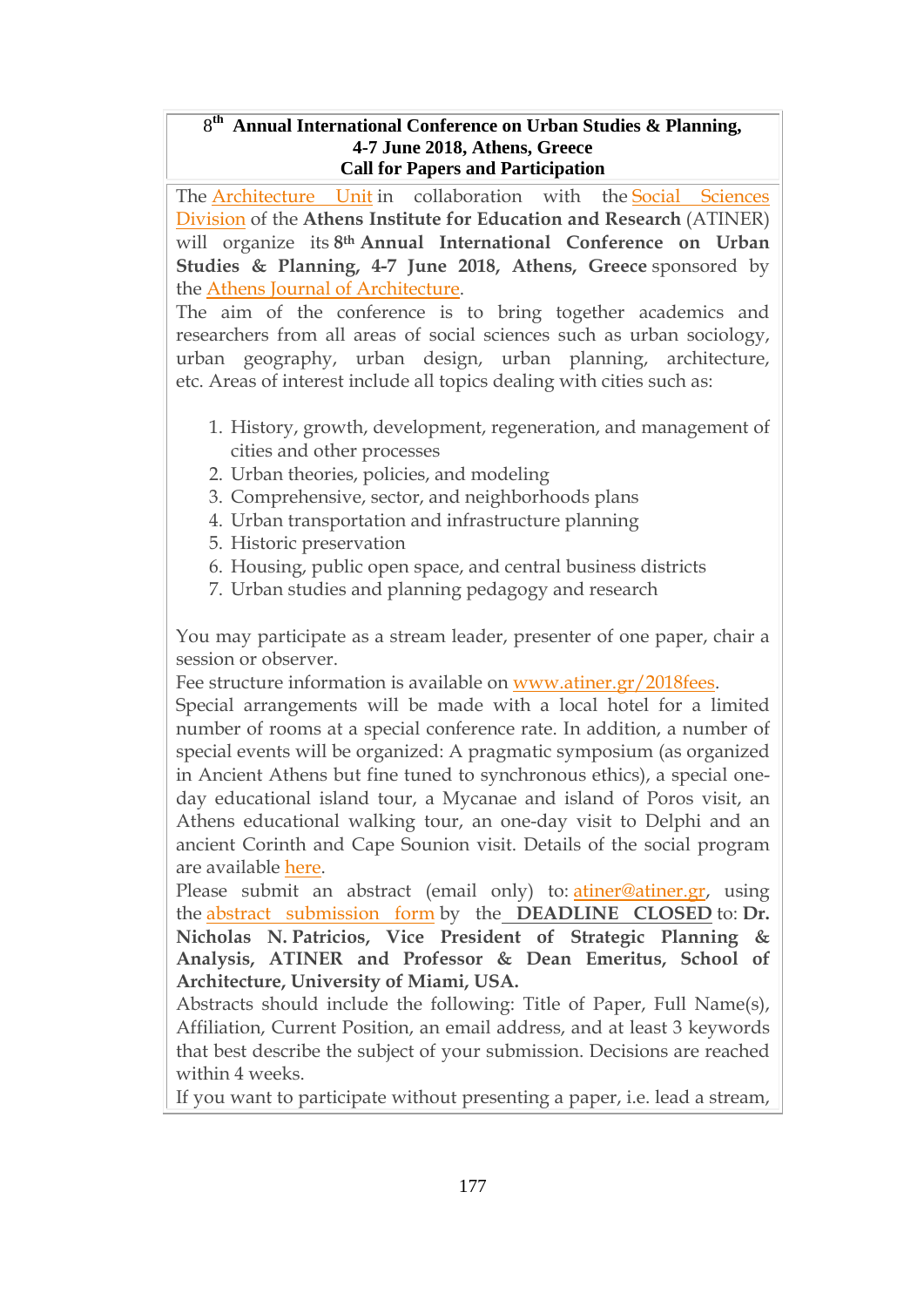**8th Annual International Conference on Urban Studies & Planning, 4-7 June 2018, Athens, Greece**
**Call for Papers and Participation**

The Architecture Unit in collaboration with the Social Sciences Division of the **Athens Institute for Education and Research** (ATINER) will organize its **8th Annual International Conference on Urban Studies & Planning, 4-7 June 2018, Athens, Greece** sponsored by the Athens Journal of Architecture.

The aim of the conference is to bring together academics and researchers from all areas of social sciences such as urban sociology, urban geography, urban design, urban planning, architecture, etc. Areas of interest include all topics dealing with cities such as:

1. History, growth, development, regeneration, and management of cities and other processes
2. Urban theories, policies, and modeling
3. Comprehensive, sector, and neighborhoods plans
4. Urban transportation and infrastructure planning
5. Historic preservation
6. Housing, public open space, and central business districts
7. Urban studies and planning pedagogy and research

You may participate as a stream leader, presenter of one paper, chair a session or observer.

Fee structure information is available on www.atiner.gr/2018fees.

Special arrangements will be made with a local hotel for a limited number of rooms at a special conference rate. In addition, a number of special events will be organized: A pragmatic symposium (as organized in Ancient Athens but fine tuned to synchronous ethics), a special one-day educational island tour, a Mycanae and island of Poros visit, an Athens educational walking tour, an one-day visit to Delphi and an ancient Corinth and Cape Sounion visit. Details of the social program are available here.

Please submit an abstract (email only) to: atiner@atiner.gr, using the abstract submission form by the **DEADLINE CLOSED** to: **Dr. Nicholas N. Patricios, Vice President of Strategic Planning & Analysis, ATINER and Professor & Dean Emeritus, School of Architecture, University of Miami, USA.**

Abstracts should include the following: Title of Paper, Full Name(s), Affiliation, Current Position, an email address, and at least 3 keywords that best describe the subject of your submission. Decisions are reached within 4 weeks.

If you want to participate without presenting a paper, i.e. lead a stream,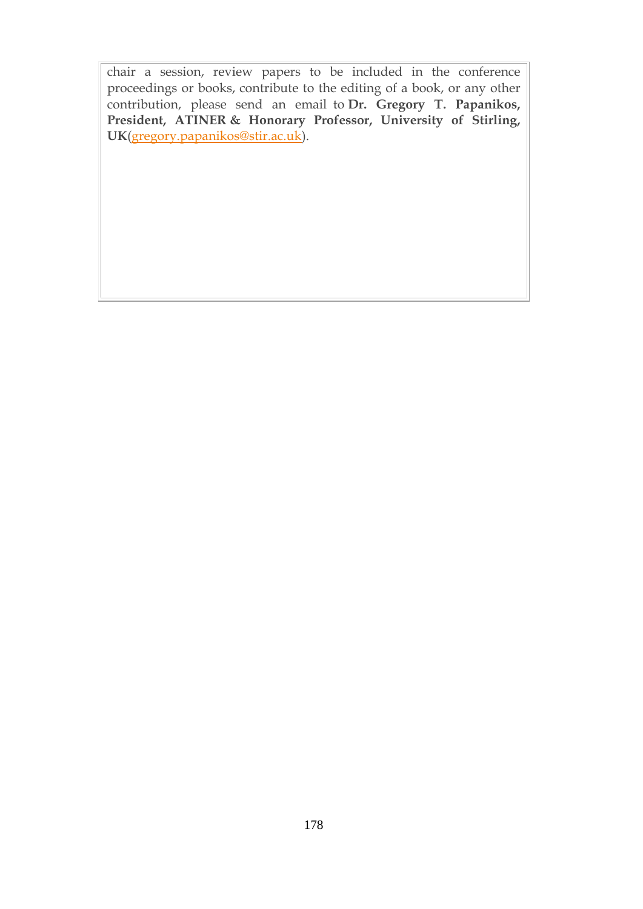chair a session, review papers to be included in the conference proceedings or books, contribute to the editing of a book, or any other contribution, please send an email to **Dr. Gregory T. Papanikos, President, ATINER & Honorary Professor, University of Stirling, UK**(gregory.papanikos@stir.ac.uk).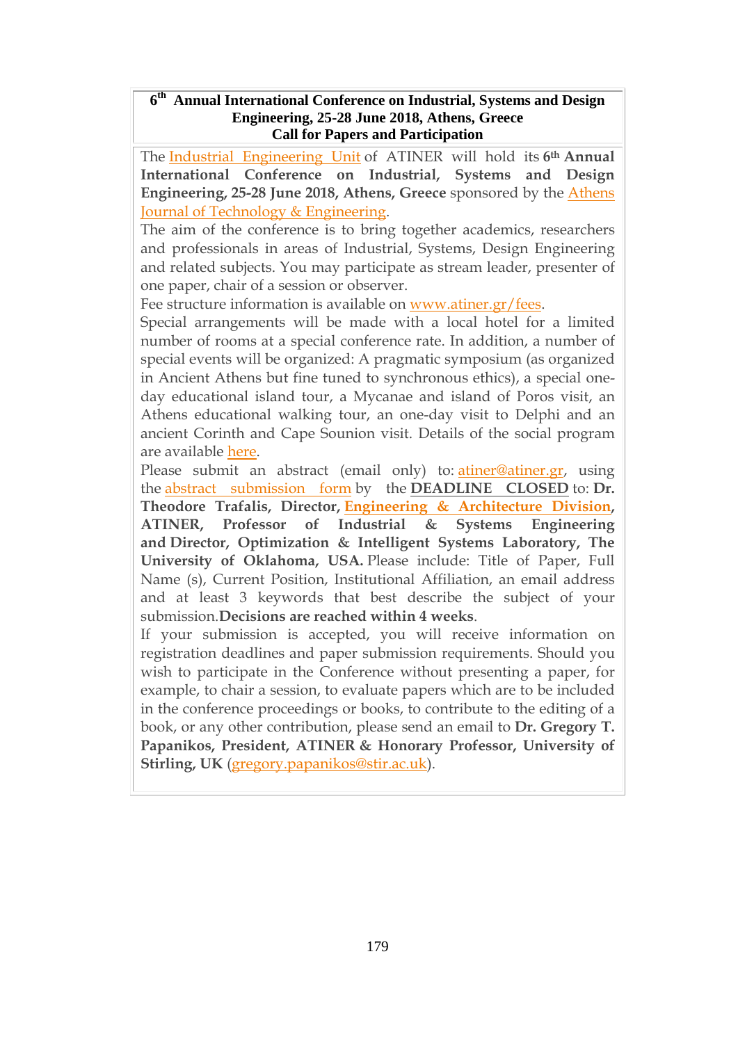**6th Annual International Conference on Industrial, Systems and Design Engineering, 25-28 June 2018, Athens, Greece**
**Call for Papers and Participation**

The Industrial Engineering Unit of ATINER will hold its **6th Annual International Conference on Industrial, Systems and Design Engineering, 25-28 June 2018, Athens, Greece** sponsored by the Athens Journal of Technology & Engineering.

The aim of the conference is to bring together academics, researchers and professionals in areas of Industrial, Systems, Design Engineering and related subjects. You may participate as stream leader, presenter of one paper, chair of a session or observer.

Fee structure information is available on www.atiner.gr/fees.

Special arrangements will be made with a local hotel for a limited number of rooms at a special conference rate. In addition, a number of special events will be organized: A pragmatic symposium (as organized in Ancient Athens but fine tuned to synchronous ethics), a special one-day educational island tour, a Mycanae and island of Poros visit, an Athens educational walking tour, an one-day visit to Delphi and an ancient Corinth and Cape Sounion visit. Details of the social program are available here.

Please submit an abstract (email only) to: atiner@atiner.gr, using the abstract submission form by the **DEADLINE CLOSED** to: **Dr. Theodore Trafalis, Director, Engineering & Architecture Division, ATINER, Professor of Industrial & Systems Engineering and Director, Optimization & Intelligent Systems Laboratory, The University of Oklahoma, USA.** Please include: Title of Paper, Full Name (s), Current Position, Institutional Affiliation, an email address and at least 3 keywords that best describe the subject of your submission. **Decisions are reached within 4 weeks**.

If your submission is accepted, you will receive information on registration deadlines and paper submission requirements. Should you wish to participate in the Conference without presenting a paper, for example, to chair a session, to evaluate papers which are to be included in the conference proceedings or books, to contribute to the editing of a book, or any other contribution, please send an email to **Dr. Gregory T. Papanikos, President, ATINER & Honorary Professor, University of Stirling, UK** (gregory.papanikos@stir.ac.uk).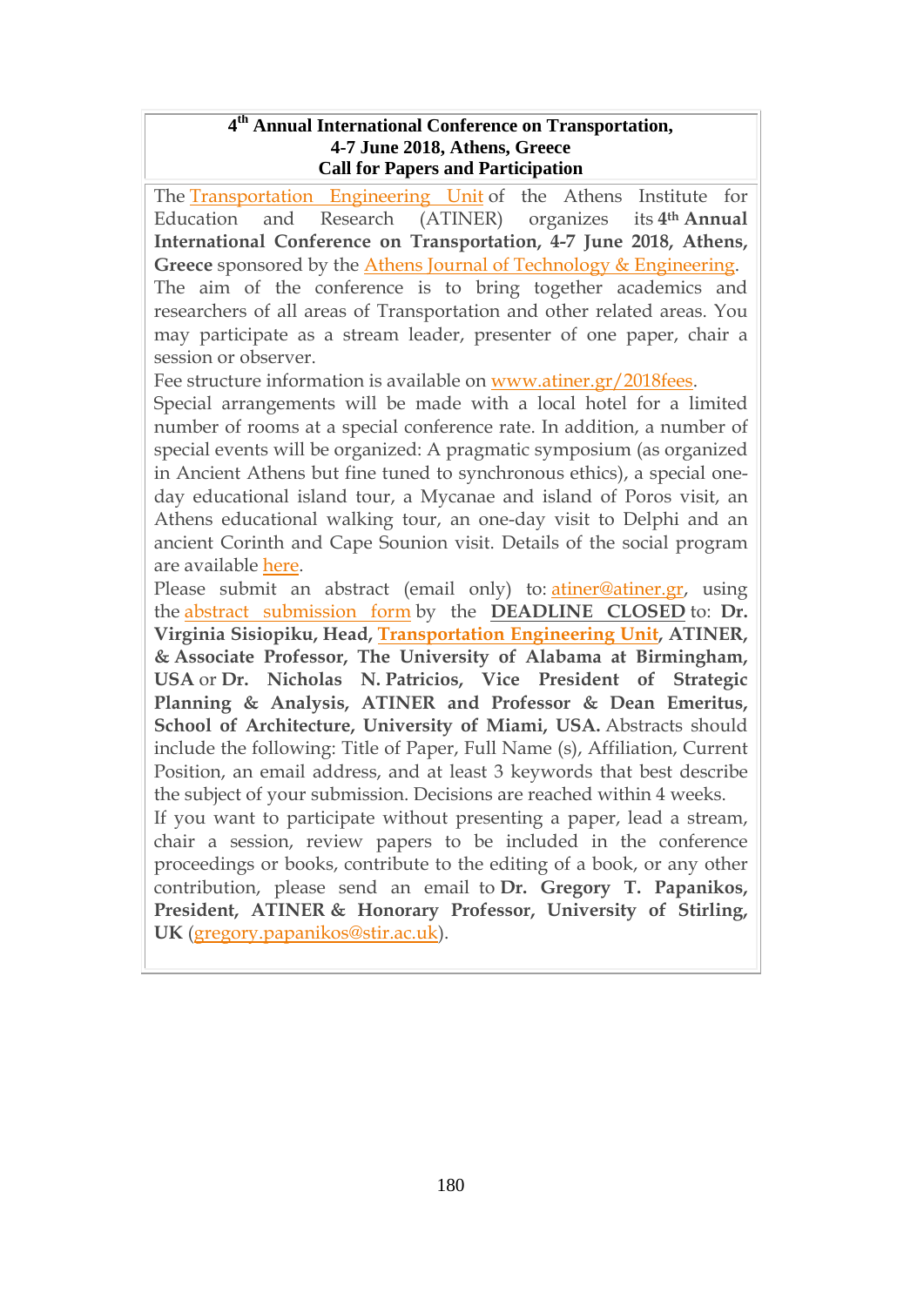**4th Annual International Conference on Transportation,**
**4-7 June 2018, Athens, Greece**
**Call for Papers and Participation**

The Transportation Engineering Unit of the Athens Institute for Education and Research (ATINER) organizes its **4th Annual International Conference on Transportation, 4-7 June 2018, Athens, Greece** sponsored by the Athens Journal of Technology & Engineering. The aim of the conference is to bring together academics and researchers of all areas of Transportation and other related areas. You may participate as a stream leader, presenter of one paper, chair a session or observer.

Fee structure information is available on www.atiner.gr/2018fees.

Special arrangements will be made with a local hotel for a limited number of rooms at a special conference rate. In addition, a number of special events will be organized: A pragmatic symposium (as organized in Ancient Athens but fine tuned to synchronous ethics), a special one-day educational island tour, a Mycanae and island of Poros visit, an Athens educational walking tour, an one-day visit to Delphi and an ancient Corinth and Cape Sounion visit. Details of the social program are available here.

Please submit an abstract (email only) to: atiner@atiner.gr, using the abstract submission form by the **DEADLINE CLOSED** to: **Dr. Virginia Sisiopiku, Head, Transportation Engineering Unit, ATINER, & Associate Professor, The University of Alabama at Birmingham, USA** or **Dr. Nicholas N. Patricios, Vice President of Strategic Planning & Analysis, ATINER and Professor & Dean Emeritus, School of Architecture, University of Miami, USA.** Abstracts should include the following: Title of Paper, Full Name (s), Affiliation, Current Position, an email address, and at least 3 keywords that best describe the subject of your submission. Decisions are reached within 4 weeks.

If you want to participate without presenting a paper, lead a stream, chair a session, review papers to be included in the conference proceedings or books, contribute to the editing of a book, or any other contribution, please send an email to **Dr. Gregory T. Papanikos, President, ATINER & Honorary Professor, University of Stirling, UK** (gregory.papanikos@stir.ac.uk).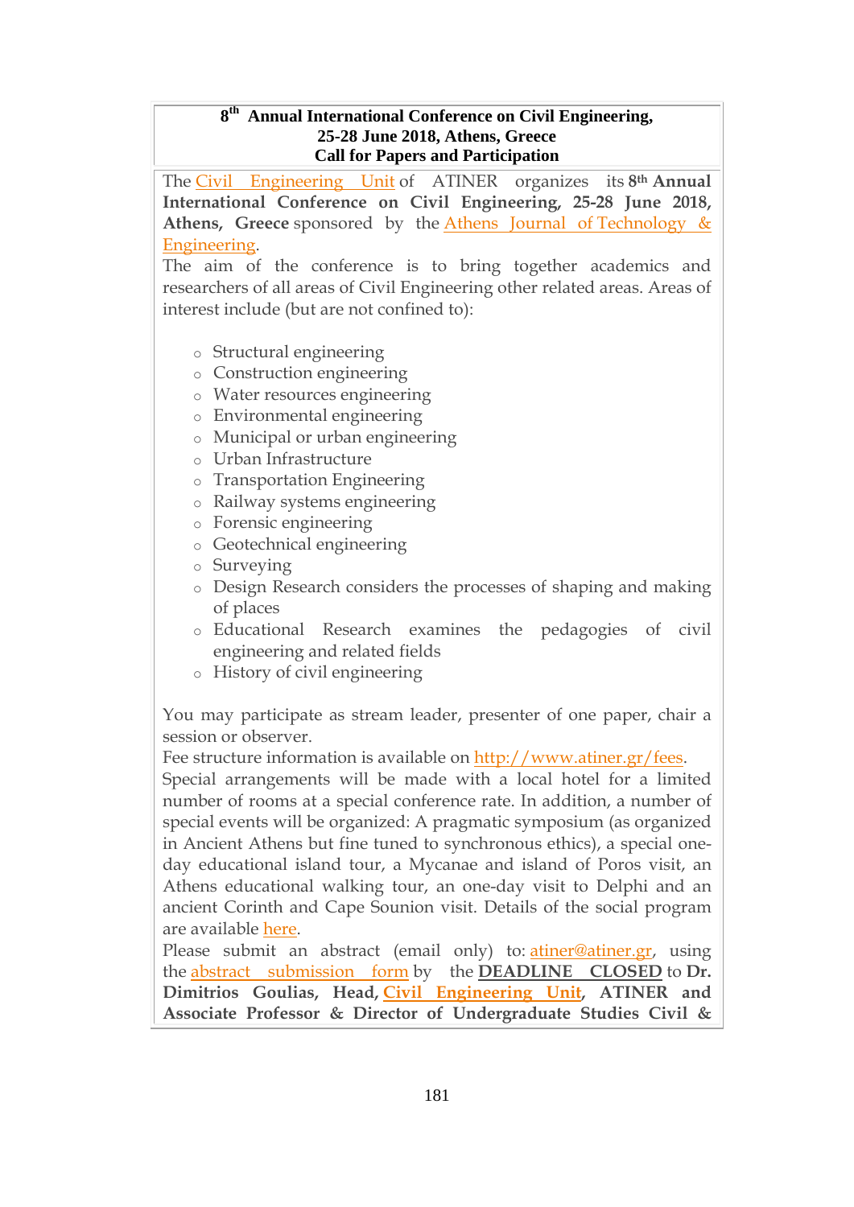**8th Annual International Conference on Civil Engineering, 25-28 June 2018, Athens, Greece**
**Call for Papers and Participation**

The Civil Engineering Unit of ATINER organizes its **8th Annual International Conference on Civil Engineering, 25-28 June 2018, Athens, Greece** sponsored by the Athens Journal of Technology & Engineering.

The aim of the conference is to bring together academics and researchers of all areas of Civil Engineering other related areas. Areas of interest include (but are not confined to):

- Structural engineering
- Construction engineering
- Water resources engineering
- Environmental engineering
- Municipal or urban engineering
- Urban Infrastructure
- Transportation Engineering
- Railway systems engineering
- Forensic engineering
- Geotechnical engineering
- Surveying
- Design Research considers the processes of shaping and making of places
- Educational Research examines the pedagogies of civil engineering and related fields
- History of civil engineering

You may participate as stream leader, presenter of one paper, chair a session or observer.

Fee structure information is available on http://www.atiner.gr/fees.

Special arrangements will be made with a local hotel for a limited number of rooms at a special conference rate. In addition, a number of special events will be organized: A pragmatic symposium (as organized in Ancient Athens but fine tuned to synchronous ethics), a special one-day educational island tour, a Mycanae and island of Poros visit, an Athens educational walking tour, an one-day visit to Delphi and an ancient Corinth and Cape Sounion visit. Details of the social program are available here.

Please submit an abstract (email only) to: atiner@atiner.gr, using the abstract submission form by the **DEADLINE CLOSED** to **Dr. Dimitrios Goulias, Head,** Civil Engineering Unit, **ATINER and Associate Professor & Director of Undergraduate Studies Civil &**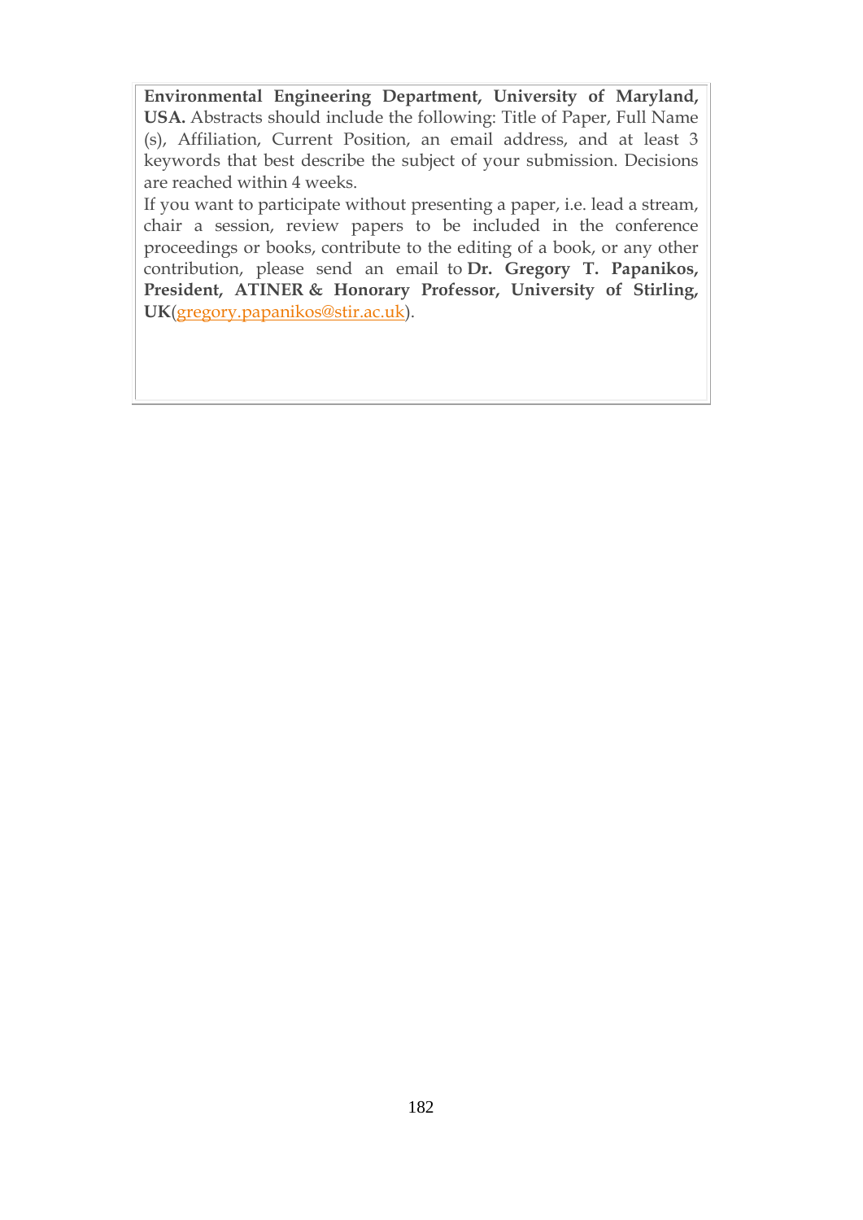**Environmental Engineering Department, University of Maryland, USA.** Abstracts should include the following: Title of Paper, Full Name (s), Affiliation, Current Position, an email address, and at least 3 keywords that best describe the subject of your submission. Decisions are reached within 4 weeks.

If you want to participate without presenting a paper, i.e. lead a stream, chair a session, review papers to be included in the conference proceedings or books, contribute to the editing of a book, or any other contribution, please send an email to **Dr. Gregory T. Papanikos, President, ATINER & Honorary Professor, University of Stirling, UK**(gregory.papanikos@stir.ac.uk).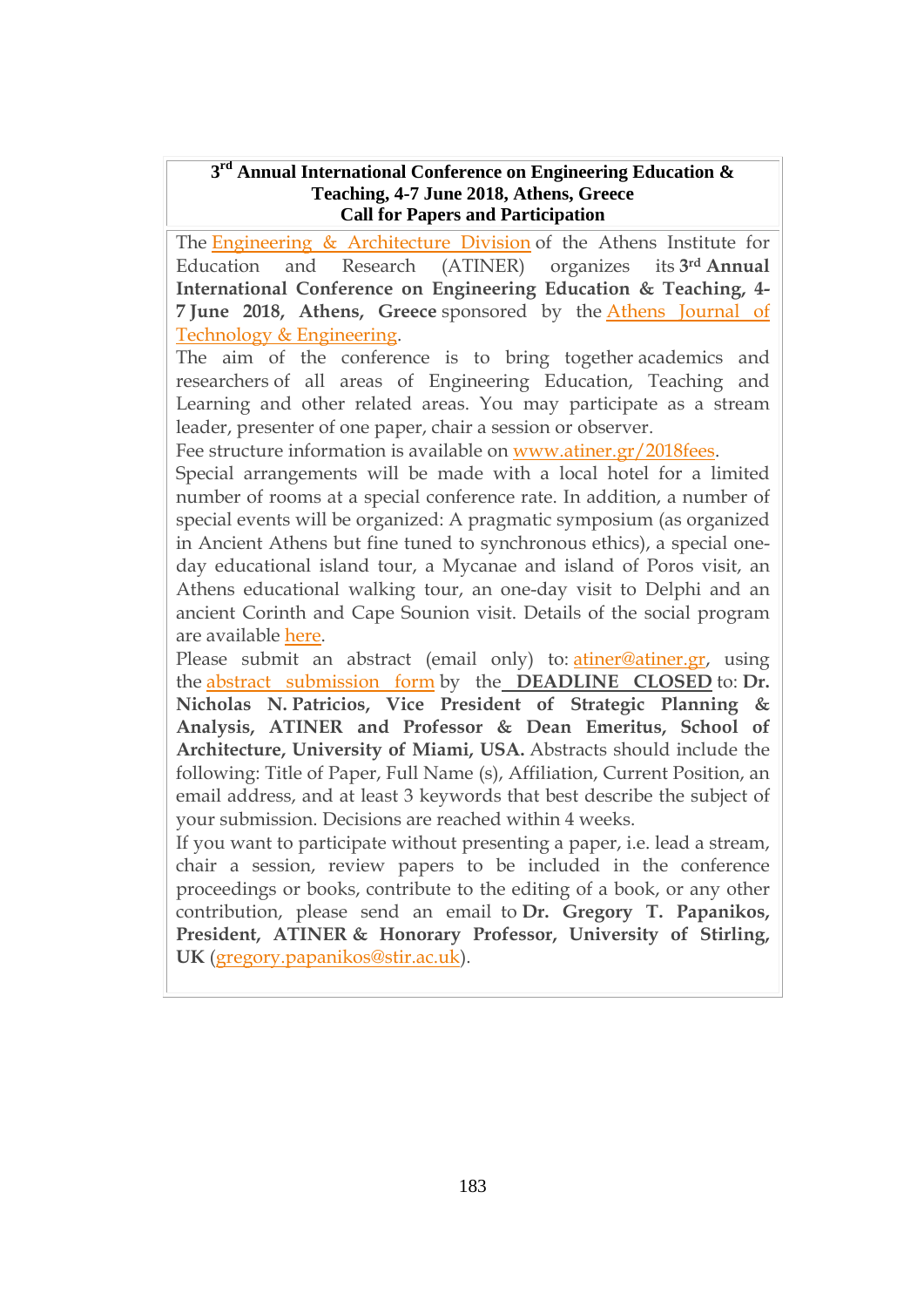## 3rd Annual International Conference on Engineering Education & Teaching, 4-7 June 2018, Athens, Greece
## Call for Papers and Participation

The Engineering & Architecture Division of the Athens Institute for Education and Research (ATINER) organizes its 3rd **Annual International Conference on Engineering Education & Teaching, 4-7 June 2018, Athens, Greece** sponsored by the Athens Journal of Technology & Engineering.

The aim of the conference is to bring together academics and researchers of all areas of Engineering Education, Teaching and Learning and other related areas. You may participate as a stream leader, presenter of one paper, chair a session or observer.

Fee structure information is available on www.atiner.gr/2018fees.

Special arrangements will be made with a local hotel for a limited number of rooms at a special conference rate. In addition, a number of special events will be organized: A pragmatic symposium (as organized in Ancient Athens but fine tuned to synchronous ethics), a special one-day educational island tour, a Mycanae and island of Poros visit, an Athens educational walking tour, an one-day visit to Delphi and an ancient Corinth and Cape Sounion visit. Details of the social program are available here.

Please submit an abstract (email only) to: atiner@atiner.gr, using the abstract submission form by the **DEADLINE CLOSED** to: **Dr. Nicholas N. Patricios, Vice President of Strategic Planning & Analysis, ATINER and Professor & Dean Emeritus, School of Architecture, University of Miami, USA.** Abstracts should include the following: Title of Paper, Full Name (s), Affiliation, Current Position, an email address, and at least 3 keywords that best describe the subject of your submission. Decisions are reached within 4 weeks.

If you want to participate without presenting a paper, i.e. lead a stream, chair a session, review papers to be included in the conference proceedings or books, contribute to the editing of a book, or any other contribution, please send an email to **Dr. Gregory T. Papanikos, President, ATINER & Honorary Professor, University of Stirling, UK** (gregory.papanikos@stir.ac.uk).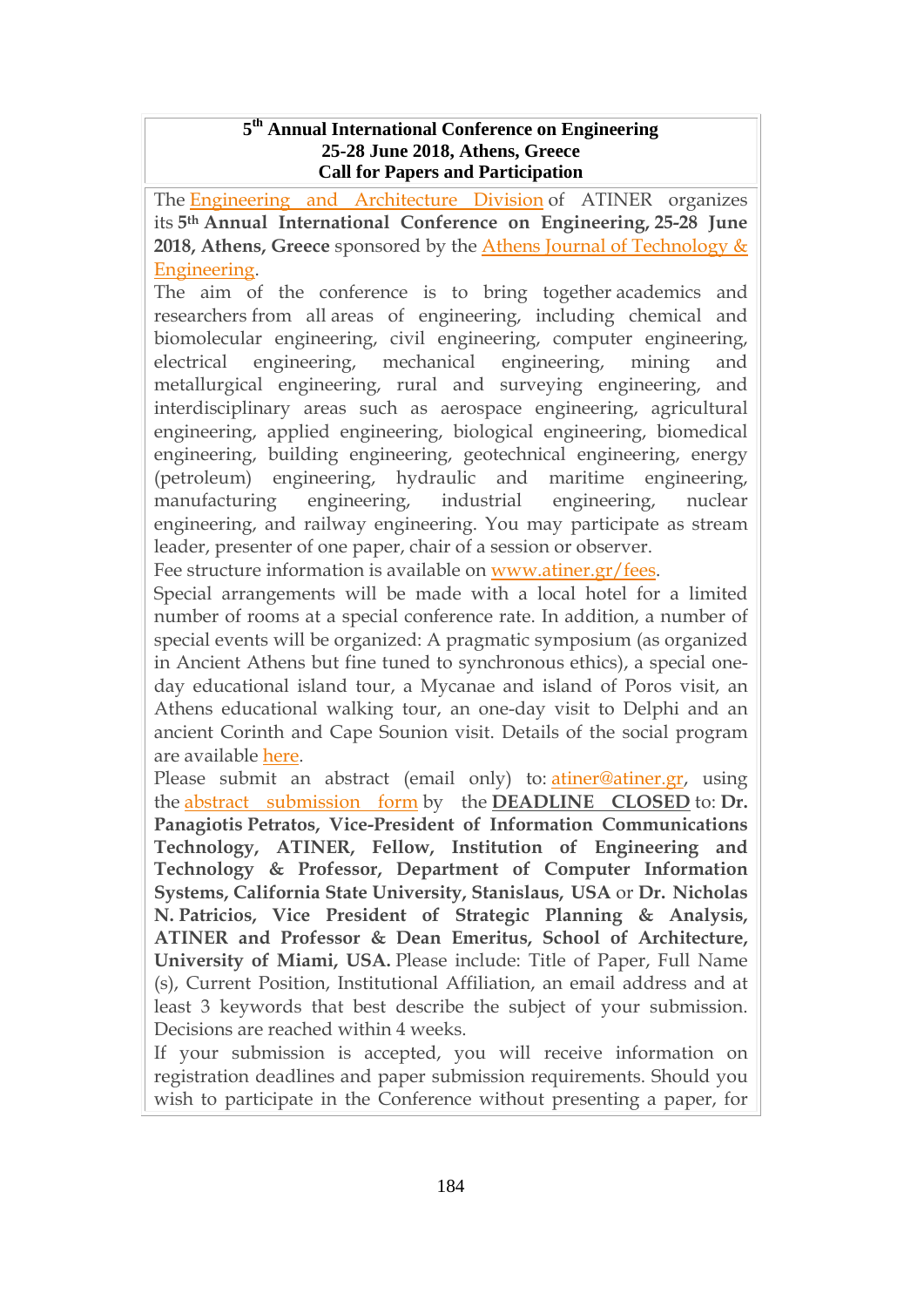# 5th Annual International Conference on Engineering
## 25-28 June 2018, Athens, Greece
## Call for Papers and Participation

The Engineering and Architecture Division of ATINER organizes its **5th Annual International Conference on Engineering, 25-28 June 2018, Athens, Greece** sponsored by the Athens Journal of Technology & Engineering.

The aim of the conference is to bring together academics and researchers from all areas of engineering, including chemical and biomolecular engineering, civil engineering, computer engineering, electrical engineering, mechanical engineering, mining and metallurgical engineering, rural and surveying engineering, and interdisciplinary areas such as aerospace engineering, agricultural engineering, applied engineering, biological engineering, biomedical engineering, building engineering, geotechnical engineering, energy (petroleum) engineering, hydraulic and maritime engineering, manufacturing engineering, industrial engineering, nuclear engineering, and railway engineering. You may participate as stream leader, presenter of one paper, chair of a session or observer.

Fee structure information is available on www.atiner.gr/fees.

Special arrangements will be made with a local hotel for a limited number of rooms at a special conference rate. In addition, a number of special events will be organized: A pragmatic symposium (as organized in Ancient Athens but fine tuned to synchronous ethics), a special one-day educational island tour, a Mycanae and island of Poros visit, an Athens educational walking tour, an one-day visit to Delphi and an ancient Corinth and Cape Sounion visit. Details of the social program are available here.

Please submit an abstract (email only) to: atiner@atiner.gr, using the abstract submission form by the **DEADLINE CLOSED** to: **Dr. Panagiotis Petratos, Vice-President of Information Communications Technology, ATINER, Fellow, Institution of Engineering and Technology & Professor, Department of Computer Information Systems, California State University, Stanislaus, USA** or **Dr. Nicholas N. Patricios, Vice President of Strategic Planning & Analysis, ATINER and Professor & Dean Emeritus, School of Architecture, University of Miami, USA.** Please include: Title of Paper, Full Name (s), Current Position, Institutional Affiliation, an email address and at least 3 keywords that best describe the subject of your submission. Decisions are reached within 4 weeks.

If your submission is accepted, you will receive information on registration deadlines and paper submission requirements. Should you wish to participate in the Conference without presenting a paper, for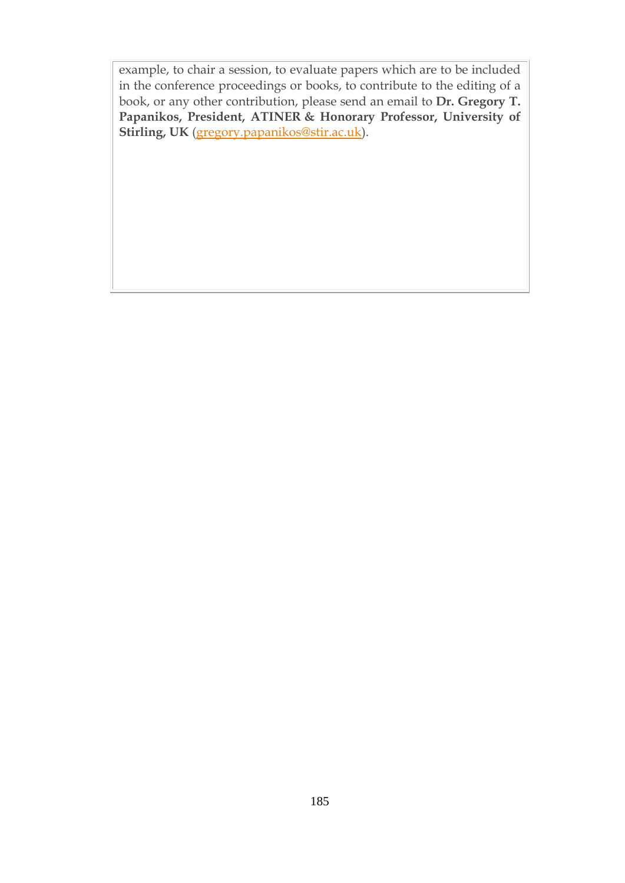example, to chair a session, to evaluate papers which are to be included in the conference proceedings or books, to contribute to the editing of a book, or any other contribution, please send an email to **Dr. Gregory T. Papanikos, President, ATINER & Honorary Professor, University of Stirling, UK** (gregory.papanikos@stir.ac.uk).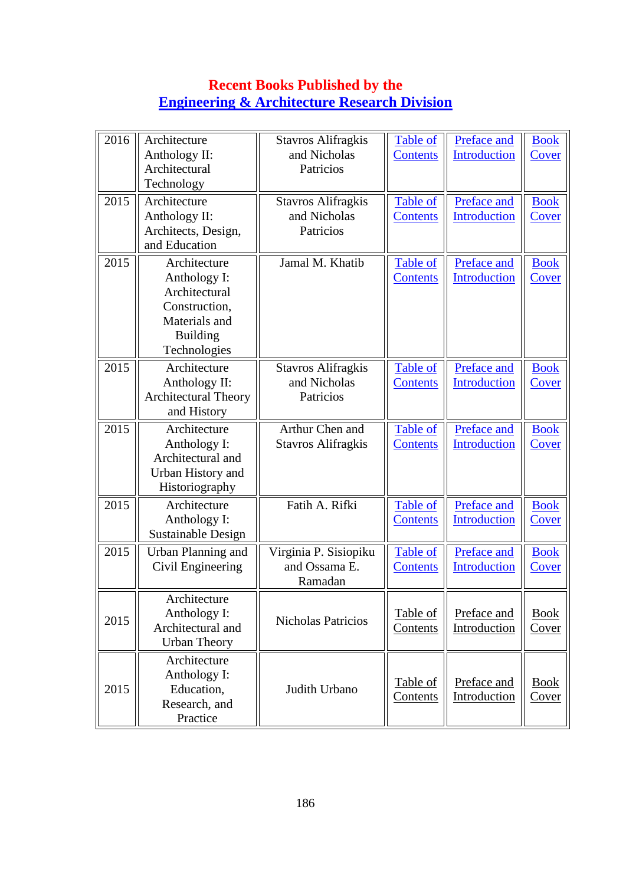# Recent Books Published by the
## Engineering & Architecture Research Division

| | | | | | |
|---|---|---|---|---|---|
| 2016 | Architecture Anthology II: Architectural Technology | Stavros Alifragkis and Nicholas Patricios | Table of Contents | Preface and Introduction | Book Cover |
| 2015 | Architecture Anthology II: Architects, Design, and Education | Stavros Alifragkis and Nicholas Patricios | Table of Contents | Preface and Introduction | Book Cover |
| 2015 | Architecture Anthology I: Architectural Construction, Materials and Building Technologies | Jamal M. Khatib | Table of Contents | Preface and Introduction | Book Cover |
| 2015 | Architecture Anthology II: Architectural Theory and History | Stavros Alifragkis and Nicholas Patricios | Table of Contents | Preface and Introduction | Book Cover |
| 2015 | Architecture Anthology I: Architectural and Urban History and Historiography | Arthur Chen and Stavros Alifragkis | Table of Contents | Preface and Introduction | Book Cover |
| 2015 | Architecture Anthology I: Sustainable Design | Fatih A. Rifki | Table of Contents | Preface and Introduction | Book Cover |
| 2015 | Urban Planning and Civil Engineering | Virginia P. Sisiopiku and Ossama E. Ramadan | Table of Contents | Preface and Introduction | Book Cover |
| 2015 | Architecture Anthology I: Architectural and Urban Theory | Nicholas Patricios | Table of Contents | Preface and Introduction | Book Cover |
| 2015 | Architecture Anthology I: Education, Research, and Practice | Judith Urbano | Table of Contents | Preface and Introduction | Book Cover |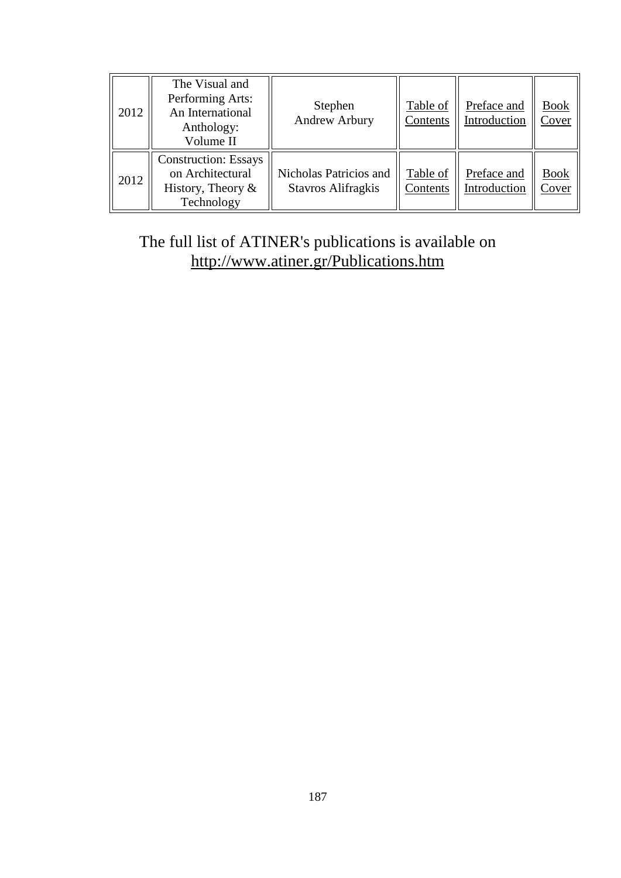| 2012 | The Visual and Performing Arts: An International Anthology: Volume II | Stephen Andrew Arbury | Table of Contents | Preface and Introduction | Book Cover |
|---|---|---|---|---|---|
| 2012 | Construction: Essays on Architectural History, Theory & Technology | Nicholas Patricios and Stavros Alifragkis | Table of Contents | Preface and Introduction | Book Cover |

The full list of ATINER's publications is available on http://www.atiner.gr/Publications.htm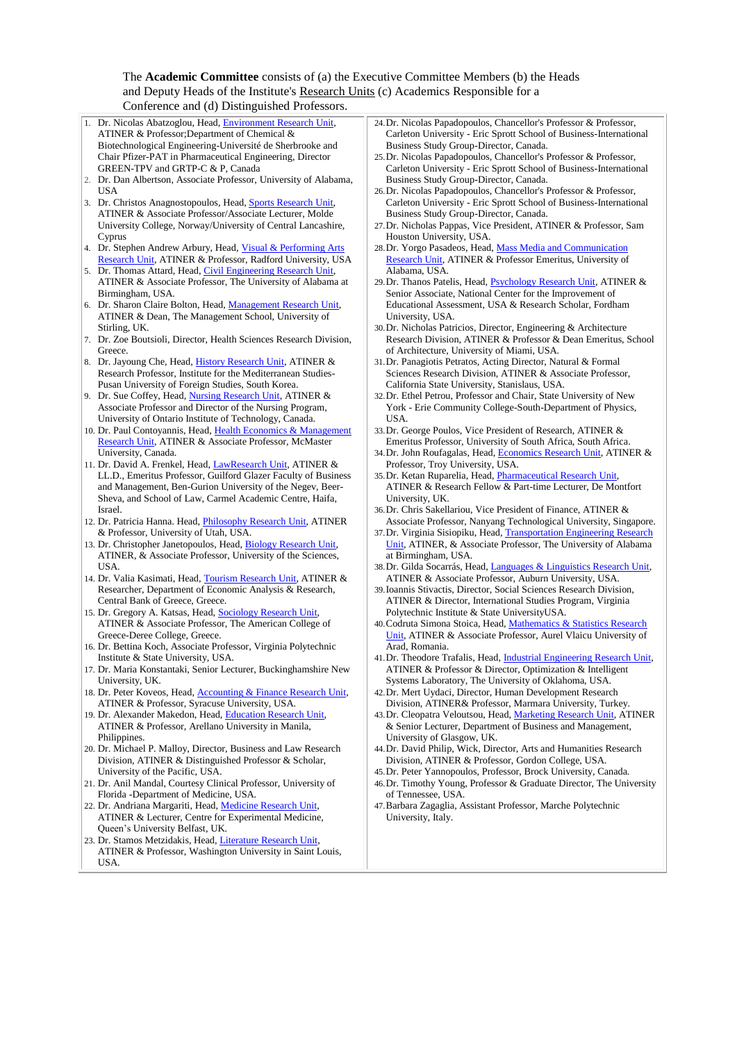The **Academic Committee** consists of (a) the Executive Committee Members (b) the Heads and Deputy Heads of the Institute's Research Units (c) Academics Responsible for a Conference and (d) Distinguished Professors.

1. Dr. Nicolas Abatzoglou, Head, Environment Research Unit, ATINER & Professor;Department of Chemical & Biotechnological Engineering-Université de Sherbrooke and Chair Pfizer-PAT in Pharmaceutical Engineering, Director GREEN-TPV and GRTP-C & P, Canada
2. Dr. Dan Albertson, Associate Professor, University of Alabama, USA
3. Dr. Christos Anagnostopoulos, Head, Sports Research Unit, ATINER & Associate Professor/Associate Lecturer, Molde University College, Norway/University of Central Lancashire, Cyprus
4. Dr. Stephen Andrew Arbury, Head, Visual & Performing Arts Research Unit, ATINER & Professor, Radford University, USA
5. Dr. Thomas Attard, Head, Civil Engineering Research Unit, ATINER & Associate Professor, The University of Alabama at Birmingham, USA.
6. Dr. Sharon Claire Bolton, Head, Management Research Unit, ATINER & Dean, The Management School, University of Stirling, UK.
7. Dr. Zoe Boutsioli, Director, Health Sciences Research Division, Greece.
8. Dr. Jayoung Che, Head, History Research Unit, ATINER & Research Professor, Institute for the Mediterranean Studies-Pusan University of Foreign Studies, South Korea.
9. Dr. Sue Coffey, Head, Nursing Research Unit, ATINER & Associate Professor and Director of the Nursing Program, University of Ontario Institute of Technology, Canada.
10. Dr. Paul Contoyannis, Head, Health Economics & Management Research Unit, ATINER & Associate Professor, McMaster University, Canada.
11. Dr. David A. Frenkel, Head, LawResearch Unit, ATINER & LL.D., Emeritus Professor, Guilford Glazer Faculty of Business and Management, Ben-Gurion University of the Negev, Beer-Sheva, and School of Law, Carmel Academic Centre, Haifa, Israel.
12. Dr. Patricia Hanna. Head, Philosophy Research Unit, ATINER & Professor, University of Utah, USA.
13. Dr. Christopher Janetopoulos, Head, Biology Research Unit, ATINER, & Associate Professor, University of the Sciences, USA.
14. Dr. Valia Kasimati, Head, Tourism Research Unit, ATINER & Researcher, Department of Economic Analysis & Research, Central Bank of Greece, Greece.
15. Dr. Gregory A. Katsas, Head, Sociology Research Unit, ATINER & Associate Professor, The American College of Greece-Deree College, Greece.
16. Dr. Bettina Koch, Associate Professor, Virginia Polytechnic Institute & State University, USA.
17. Dr. Maria Konstantaki, Senior Lecturer, Buckinghamshire New University, UK.
18. Dr. Peter Koveos, Head, Accounting & Finance Research Unit, ATINER & Professor, Syracuse University, USA.
19. Dr. Alexander Makedon, Head, Education Research Unit, ATINER & Professor, Arellano University in Manila, Philippines.
20. Dr. Michael P. Malloy, Director, Business and Law Research Division, ATINER & Distinguished Professor & Scholar, University of the Pacific, USA.
21. Dr. Anil Mandal, Courtesy Clinical Professor, University of Florida -Department of Medicine, USA.
22. Dr. Andriana Margariti, Head, Medicine Research Unit, ATINER & Lecturer, Centre for Experimental Medicine, Queen's University Belfast, UK.
23. Dr. Stamos Metzidakis, Head, Literature Research Unit, ATINER & Professor, Washington University in Saint Louis, USA.
24. Dr. Nicolas Papadopoulos, Chancellor's Professor & Professor, Carleton University - Eric Sprott School of Business-International Business Study Group-Director, Canada.
25. Dr. Nicolas Papadopoulos, Chancellor's Professor & Professor, Carleton University - Eric Sprott School of Business-International Business Study Group-Director, Canada.
26. Dr. Nicolas Papadopoulos, Chancellor's Professor & Professor, Carleton University - Eric Sprott School of Business-International Business Study Group-Director, Canada.
27. Dr. Nicholas Pappas, Vice President, ATINER & Professor, Sam Houston University, USA.
28. Dr. Yorgo Pasadeos, Head, Mass Media and Communication Research Unit, ATINER & Professor Emeritus, University of Alabama, USA.
29. Dr. Thanos Patelis, Head, Psychology Research Unit, ATINER & Senior Associate, National Center for the Improvement of Educational Assessment, USA & Research Scholar, Fordham University, USA.
30. Dr. Nicholas Patricios, Director, Engineering & Architecture Research Division, ATINER & Professor & Dean Emeritus, School of Architecture, University of Miami, USA.
31. Dr. Panagiotis Petratos, Acting Director, Natural & Formal Sciences Research Division, ATINER & Associate Professor, California State University, Stanislaus, USA.
32. Dr. Ethel Petrou, Professor and Chair, State University of New York - Erie Community College-South-Department of Physics, USA.
33. Dr. George Poulos, Vice President of Research, ATINER & Emeritus Professor, University of South Africa, South Africa.
34. Dr. John Roufagalas, Head, Economics Research Unit, ATINER & Professor, Troy University, USA.
35. Dr. Ketan Ruparelia, Head, Pharmaceutical Research Unit, ATINER & Research Fellow & Part-time Lecturer, De Montfort University, UK.
36. Dr. Chris Sakellariou, Vice President of Finance, ATINER & Associate Professor, Nanyang Technological University, Singapore.
37. Dr. Virginia Sisiopiku, Head, Transportation Engineering Research Unit, ATINER, & Associate Professor, The University of Alabama at Birmingham, USA.
38. Dr. Gilda Socarrás, Head, Languages & Linguistics Research Unit, ATINER & Associate Professor, Auburn University, USA.
39. Ioannis Stivactis, Director, Social Sciences Research Division, ATINER & Director, International Studies Program, Virginia Polytechnic Institute & State UniversityUSA.
40. Codruta Simona Stoica, Head, Mathematics & Statistics Research Unit, ATINER & Associate Professor, Aurel Vlaicu University of Arad, Romania.
41. Dr. Theodore Trafalis, Head, Industrial Engineering Research Unit, ATINER & Professor & Director, Optimization & Intelligent Systems Laboratory, The University of Oklahoma, USA.
42. Dr. Mert Uydaci, Director, Human Development Research Division, ATINER& Professor, Marmara University, Turkey.
43. Dr. Cleopatra Veloutsou, Head, Marketing Research Unit, ATINER & Senior Lecturer, Department of Business and Management, University of Glasgow, UK.
44. Dr. David Philip, Wick, Director, Arts and Humanities Research Division, ATINER & Professor, Gordon College, USA.
45. Dr. Peter Yannopoulos, Professor, Brock University, Canada.
46. Dr. Timothy Young, Professor & Graduate Director, The University of Tennessee, USA.
47. Barbara Zagaglia, Assistant Professor, Marche Polytechnic University, Italy.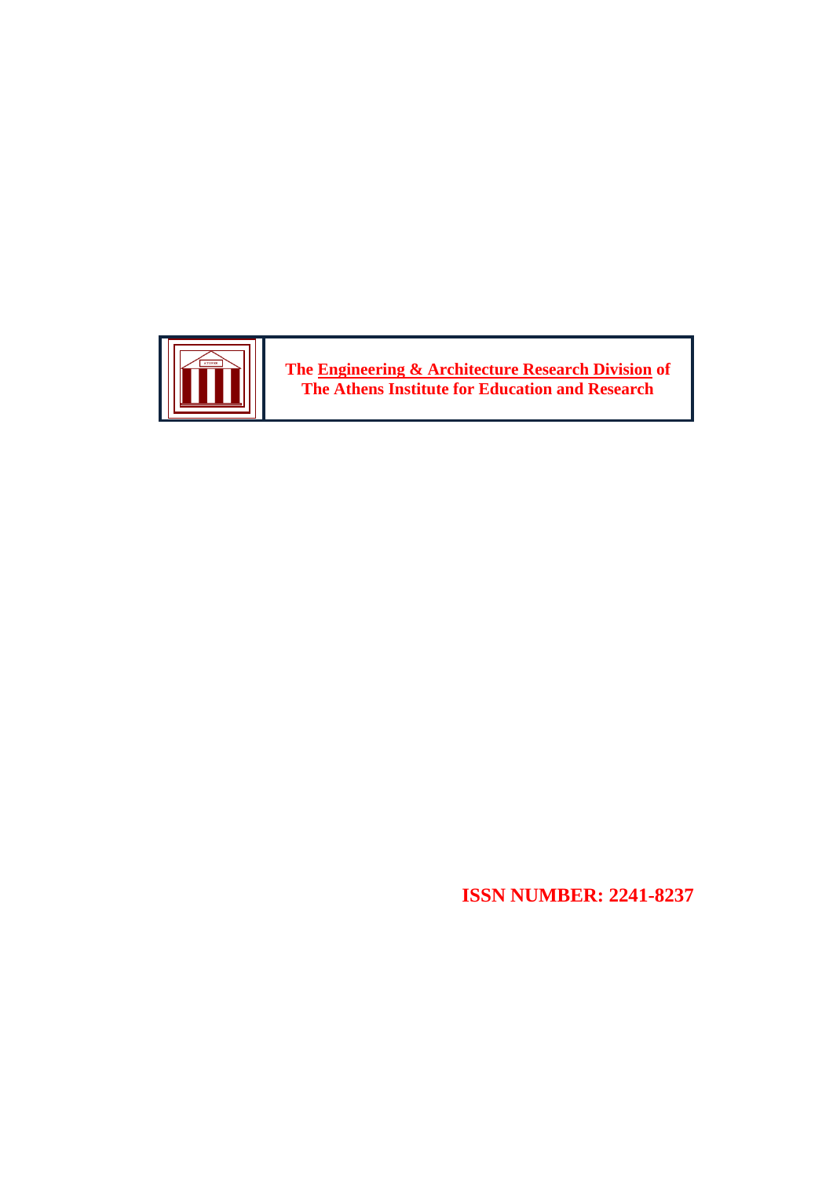**The Engineering & Architecture Research Division of The Athens Institute for Education and Research**

**ISSN NUMBER: 2241-8237**